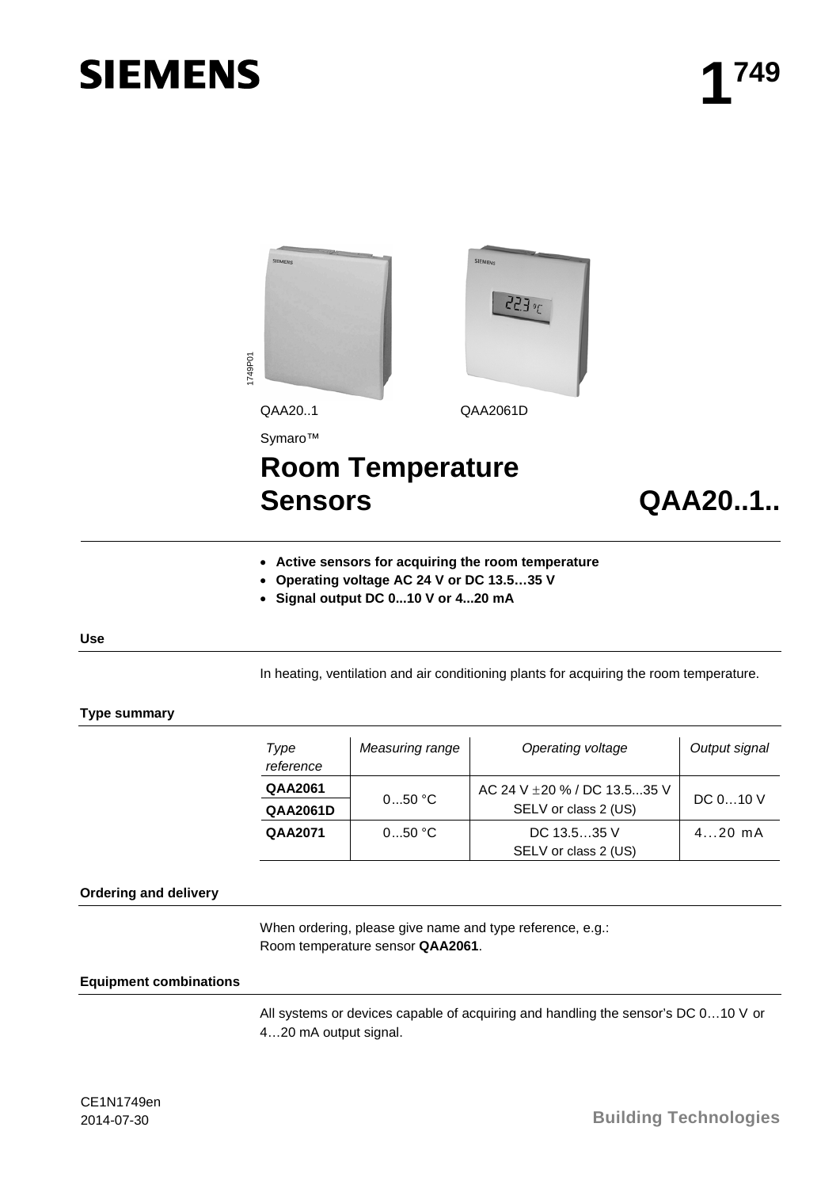# SIEMENS

# 1[749]

QAA20..1 QAA2061D

Symaro™

# Room Temperature Sensors QAA20..1..

- **Active sensors for acquiring the room temperature**
- **Operating voltage AC 24 V or DC 13.5…35 V**
- **Signal output DC 0...10 V or 4...20 mA**

## Use

In heating, ventilation and air conditioning plants for acquiring the room temperature.

## Type summary

| *Type reference* | *Measuring range* | *Operating voltage* | *Output signal* |
|---|---|---|---|
| **QAA2061** | 0...50 °C | AC 24 V ±20 % / DC 13.5...35 V SELV or class 2 (US) | DC 0…10 V |
| **QAA2061D** | | | |
| **QAA2071** | 0...50 °C | DC 13.5…35 V SELV or class 2 (US) | 4…20 mA |

## Ordering and delivery

When ordering, please give name and type reference, e.g.:
Room temperature sensor **QAA2061**.

## Equipment combinations

All systems or devices capable of acquiring and handling the sensor's DC 0…10 V or 4…20 mA output signal.

CE1N1749en
2014-07-30

Building Technologies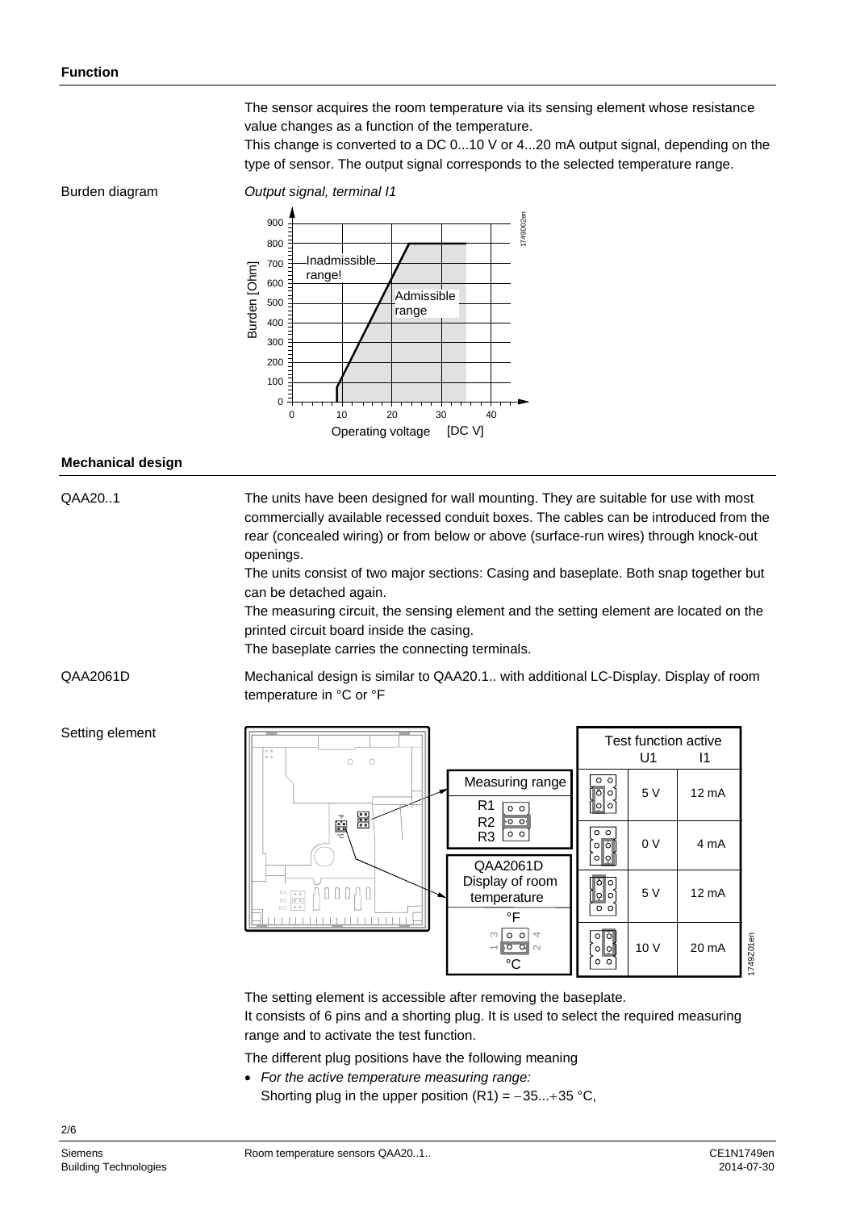## Function

The sensor acquires the room temperature via its sensing element whose resistance value changes as a function of the temperature.
This change is converted to a DC 0...10 V or 4...20 mA output signal, depending on the type of sensor. The output signal corresponds to the selected temperature range.

Burden diagram

*Output signal, terminal I1*

## Mechanical design

QAA20..1

The units have been designed for wall mounting. They are suitable for use with most commercially available recessed conduit boxes. The cables can be introduced from the rear (concealed wiring) or from below or above (surface-run wires) through knock-out openings.
The units consist of two major sections: Casing and baseplate. Both snap together but can be detached again.
The measuring circuit, the sensing element and the setting element are located on the printed circuit board inside the casing.
The baseplate carries the connecting terminals.

QAA2061D

Mechanical design is similar to QAA20.1.. with additional LC-Display. Display of room temperature in °C or °F

Setting element

| Test function active | U1 | I1 |
|---|---|---|
| | 5 V | 12 mA |
| | 0 V | 4 mA |
| | 5 V | 12 mA |
| | 10 V | 20 mA |

The setting element is accessible after removing the baseplate.
It consists of 6 pins and a shorting plug. It is used to select the required measuring range and to activate the test function.

The different plug positions have the following meaning

- *For the active temperature measuring range:*
  Shorting plug in the upper position (R1) = −35...+35 °C,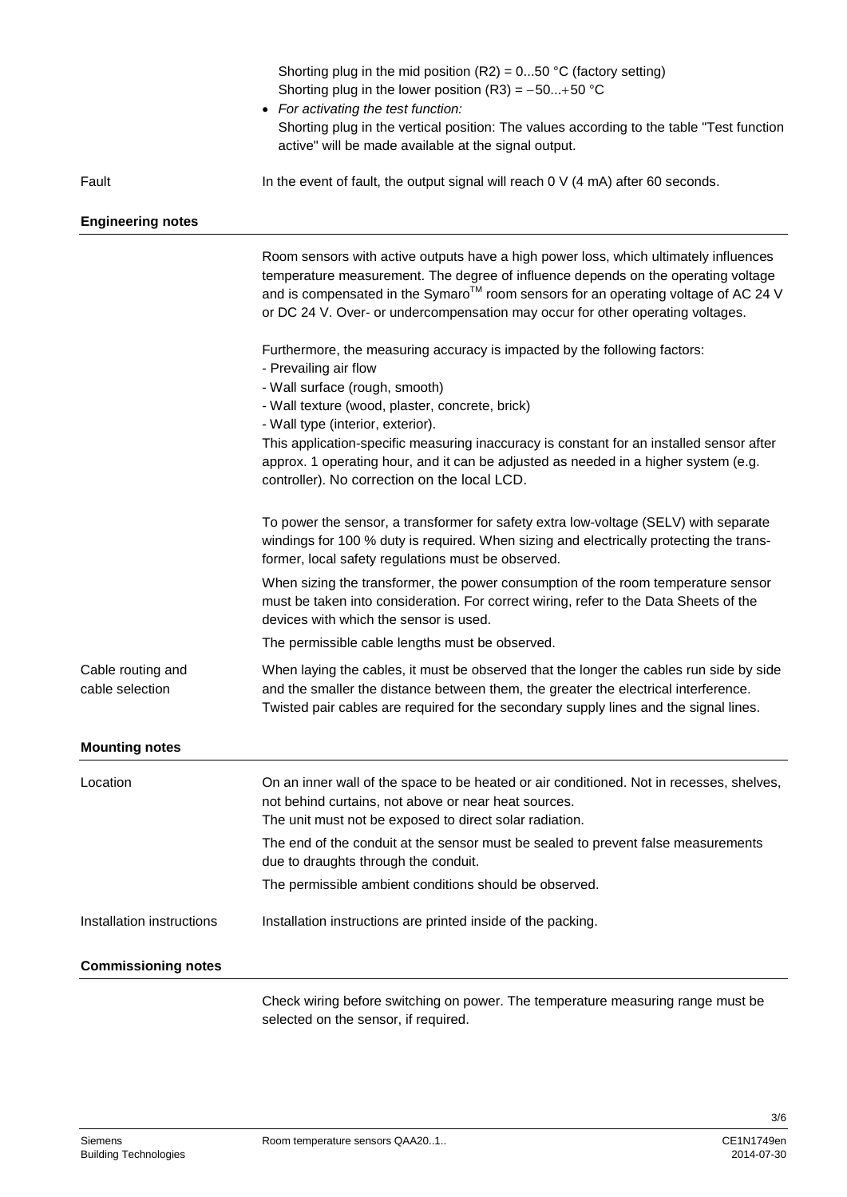Shorting plug in the mid position (R2) = 0...50 °C (factory setting)
Shorting plug in the lower position (R3) = −50...+50 °C

- *For activating the test function:*
  Shorting plug in the vertical position: The values according to the table "Test function active" will be made available at the signal output.

Fault

In the event of fault, the output signal will reach 0 V (4 mA) after 60 seconds.

## Engineering notes

Room sensors with active outputs have a high power loss, which ultimately influences temperature measurement. The degree of influence depends on the operating voltage and is compensated in the Symaro™ room sensors for an operating voltage of AC 24 V or DC 24 V. Over- or undercompensation may occur for other operating voltages.

Furthermore, the measuring accuracy is impacted by the following factors:
- Prevailing air flow
- Wall surface (rough, smooth)
- Wall texture (wood, plaster, concrete, brick)
- Wall type (interior, exterior).

This application-specific measuring inaccuracy is constant for an installed sensor after approx. 1 operating hour, and it can be adjusted as needed in a higher system (e.g. controller). No correction on the local LCD.

To power the sensor, a transformer for safety extra low-voltage (SELV) with separate windings for 100 % duty is required. When sizing and electrically protecting the transformer, local safety regulations must be observed.

When sizing the transformer, the power consumption of the room temperature sensor must be taken into consideration. For correct wiring, refer to the Data Sheets of the devices with which the sensor is used.

The permissible cable lengths must be observed.

Cable routing and cable selection

When laying the cables, it must be observed that the longer the cables run side by side and the smaller the distance between them, the greater the electrical interference. Twisted pair cables are required for the secondary supply lines and the signal lines.

## Mounting notes

Location

On an inner wall of the space to be heated or air conditioned. Not in recesses, shelves, not behind curtains, not above or near heat sources.
The unit must not be exposed to direct solar radiation.

The end of the conduit at the sensor must be sealed to prevent false measurements due to draughts through the conduit.

The permissible ambient conditions should be observed.

Installation instructions

Installation instructions are printed inside of the packing.

## Commissioning notes

Check wiring before switching on power. The temperature measuring range must be selected on the sensor, if required.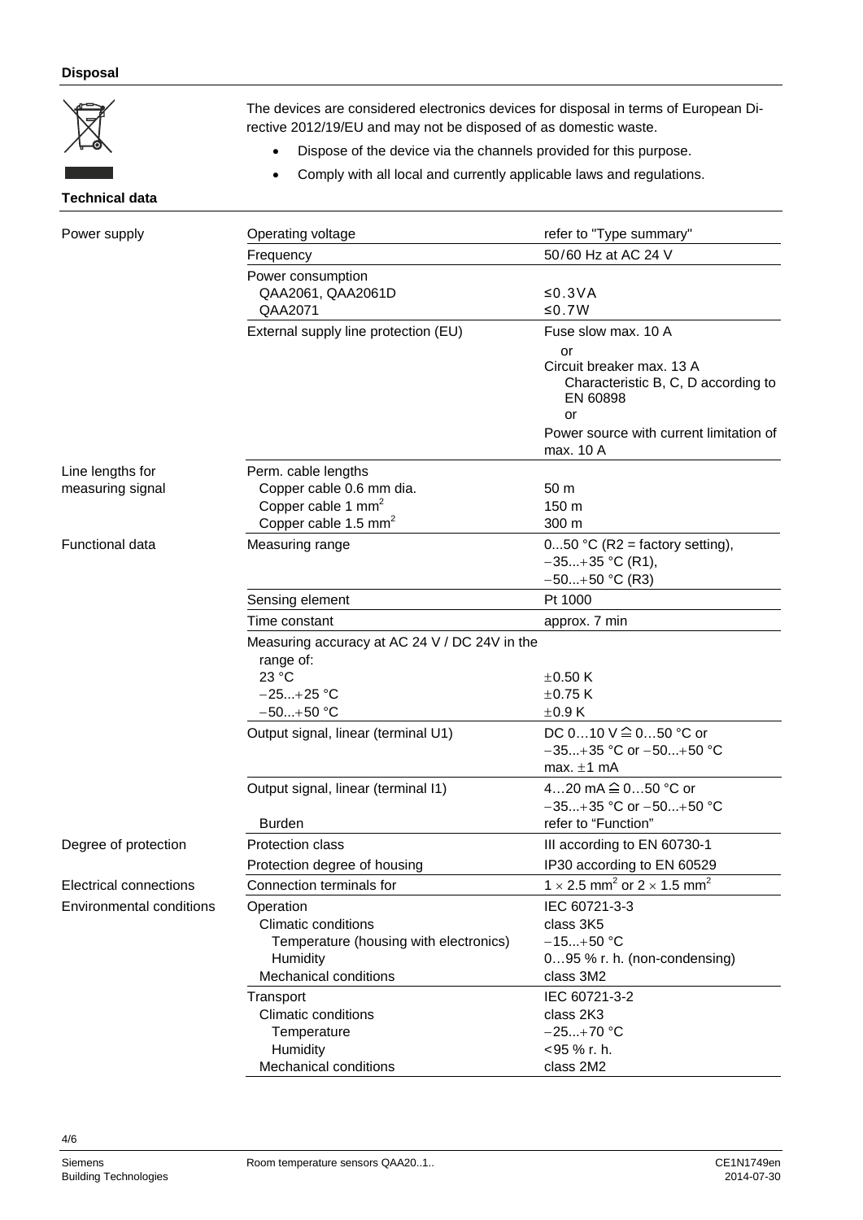**Disposal**

The devices are considered electronics devices for disposal in terms of European Directive 2012/19/EU and may not be disposed of as domestic waste.

- Dispose of the device via the channels provided for this purpose.
- Comply with all local and currently applicable laws and regulations.

**Technical data**

| | | |
|---|---|---|
| Power supply | Operating voltage | refer to "Type summary" |
| | Frequency | 50/60 Hz at AC 24 V |
| | Power consumption<br>QAA2061, QAA2061D<br>QAA2071 | <br>≤0.3VA<br>≤0.7W |
| | External supply line protection (EU) | Fuse slow max. 10 A<br>or<br>Circuit breaker max. 13 A<br>Characteristic B, C, D according to EN 60898<br>or<br>Power source with current limitation of max. 10 A |
| Line lengths for measuring signal | Perm. cable lengths<br>Copper cable 0.6 mm dia.<br>Copper cable 1 $mm^2$<br>Copper cable 1.5 $mm^2$ | <br>50 m<br>150 m<br>300 m |
| Functional data | Measuring range | 0...50 °C (R2 = factory setting),<br>−35...+35 °C (R1),<br>−50...+50 °C (R3) |
| | Sensing element | Pt 1000 |
| | Time constant | approx. 7 min |
| | Measuring accuracy at AC 24 V / DC 24V in the range of:<br>23 °C<br>−25...+25 °C<br>−50...+50 °C | <br><br>±0.50 K<br>±0.75 K<br>±0.9 K |
| | Output signal, linear (terminal U1) | DC 0…10 V ≙ 0…50 °C or<br>−35...+35 °C or −50...+50 °C<br>max. ±1 mA |
| | Output signal, linear (terminal I1)<br><br>Burden | 4…20 mA ≙ 0…50 °C or<br>−35...+35 °C or −50...+50 °C<br>refer to "Function" |
| Degree of protection | Protection class | III according to EN 60730-1 |
| | Protection degree of housing | IP30 according to EN 60529 |
| Electrical connections | Connection terminals for | 1 × 2.5 $mm^2$ or 2 × 1.5 $mm^2$ |
| Environmental conditions | Operation<br>Climatic conditions<br>Temperature (housing with electronics)<br>Humidity<br>Mechanical conditions | IEC 60721-3-3<br>class 3K5<br>−15...+50 °C<br>0…95 % r. h. (non-condensing)<br>class 3M2 |
| | Transport<br>Climatic conditions<br>Temperature<br>Humidity<br>Mechanical conditions | IEC 60721-3-2<br>class 2K3<br>−25...+70 °C<br><95 % r. h.<br>class 2M2 |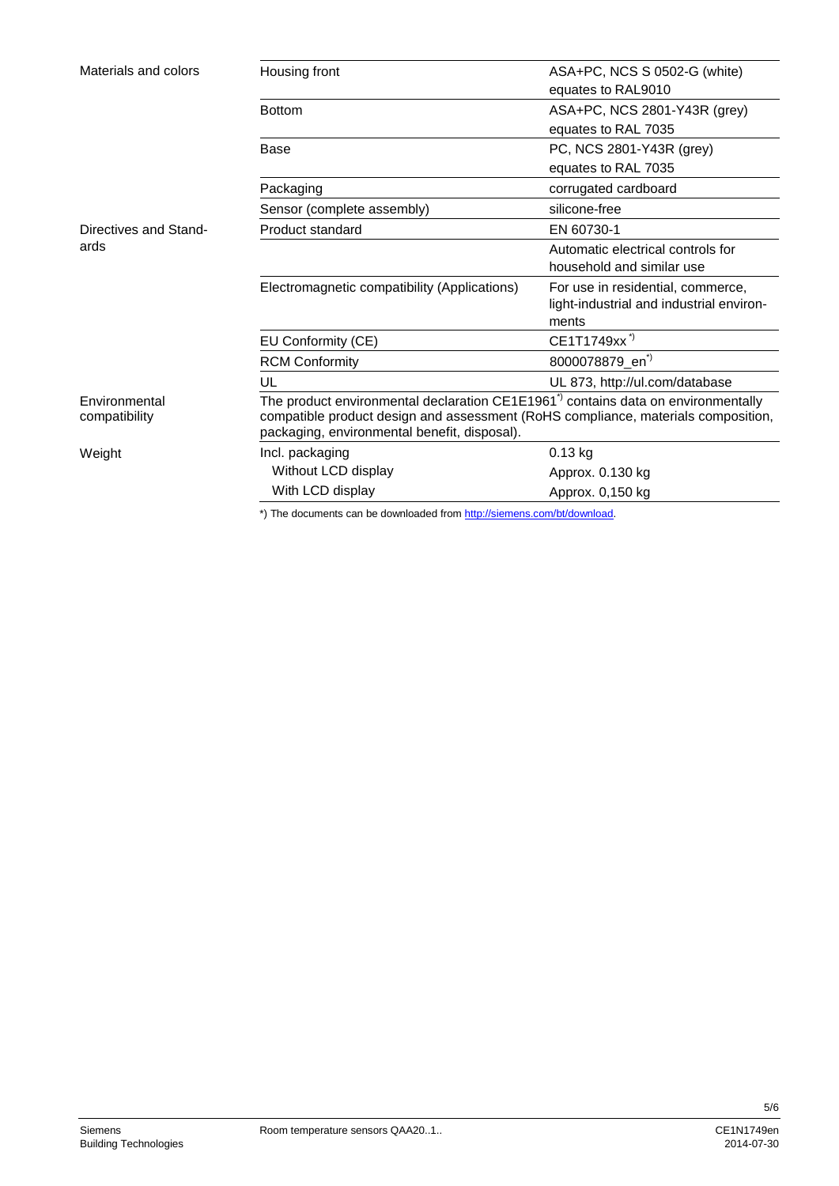| | | |
|---|---|---|
| Materials and colors | Housing front | ASA+PC, NCS S 0502-G (white) equates to RAL9010 |
| | Bottom | ASA+PC, NCS 2801-Y43R (grey) equates to RAL 7035 |
| | Base | PC, NCS 2801-Y43R (grey) equates to RAL 7035 |
| | Packaging | corrugated cardboard |
| | Sensor (complete assembly) | silicone-free |
| Directives and Standards | Product standard | EN 60730-1 |
| | | Automatic electrical controls for household and similar use |
| | Electromagnetic compatibility (Applications) | For use in residential, commerce, light-industrial and industrial environments |
| | EU Conformity (CE) | CE1T1749xx *) |
| | RCM Conformity | 8000078879_en*) |
| | UL | UL 873, http://ul.com/database |
| Environmental compatibility | The product environmental declaration CE1E1961*) contains data on environmentally compatible product design and assessment (RoHS compliance, materials composition, packaging, environmental benefit, disposal). | |
| Weight | Incl. packaging | 0.13 kg |
| | Without LCD display | Approx. 0.130 kg |
| | With LCD display | Approx. 0,150 kg |

*) The documents can be downloaded from http://siemens.com/bt/download.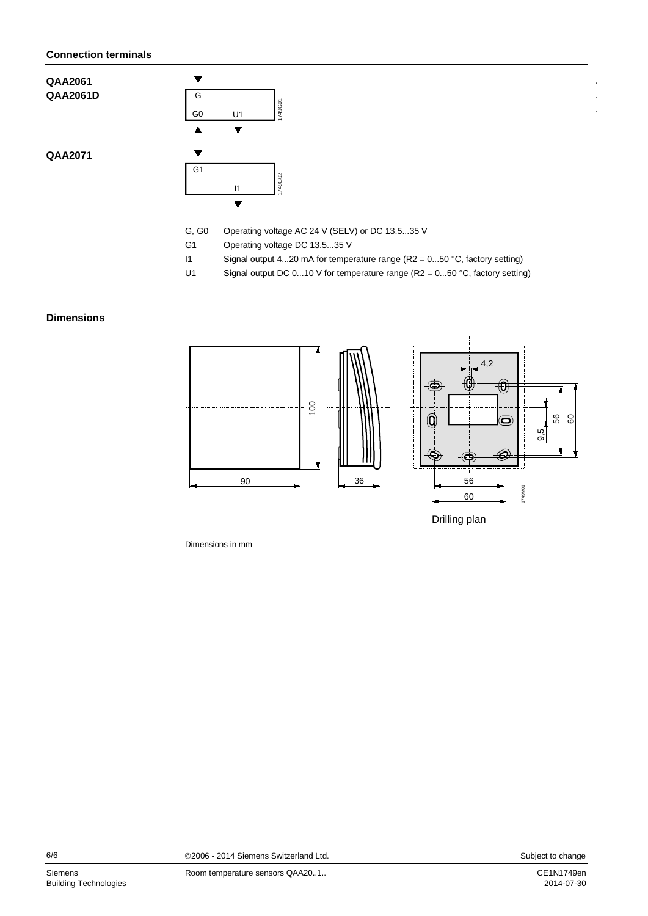## Connection terminals

**QAA2061**
**QAA2061D**

G
G0 U1

**QAA2071**

G1
I1

| | |
|---|---|
| G, G0 | Operating voltage AC 24 V (SELV) or DC 13.5...35 V |
| G1 | Operating voltage DC 13.5...35 V |
| I1 | Signal output 4...20 mA for temperature range (R2 = 0...50 °C, factory setting) |
| U1 | Signal output DC 0...10 V for temperature range (R2 = 0...50 °C, factory setting) |

## Dimensions

90
100
36
4,2
56
60
9,5
56
60

Drilling plan

Dimensions in mm